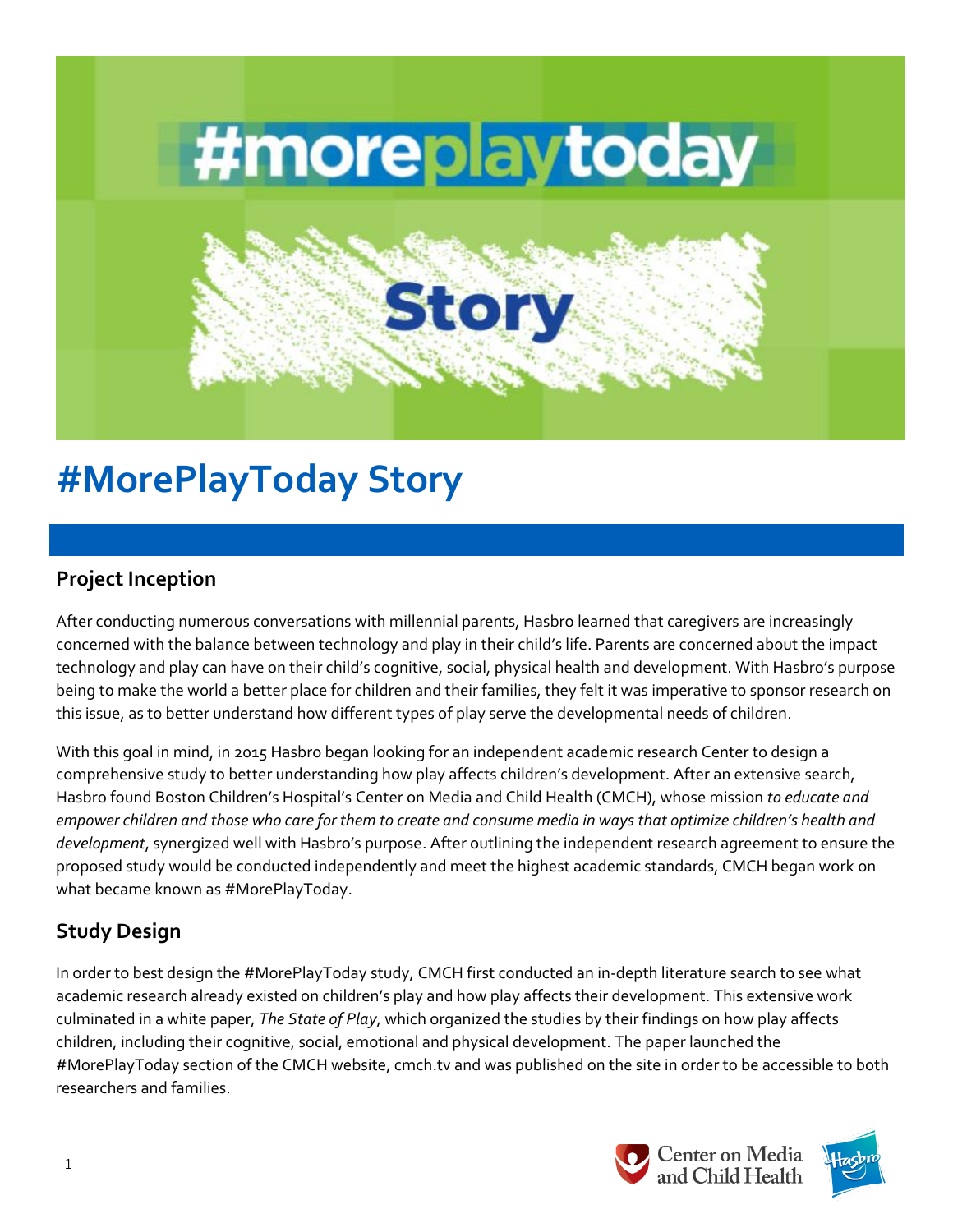# #MorePlayToday Story

## Project Inception

After conducting numerous conversations with millennial parents, Hasbro learned that caregivers are increasingly concerned with the balance between technology and play in their child's life. Parents are concerned about the impact technology and play can have on their child's cognitive, social, physical health and development. With Hasbro's purpose being to make the world a better place for children and their families, they felt it was imperative to sponsor research on this issue, as to better understand how different types of play serve the developmental needs of children.

With this goal in mind, in 2015 Hasbro began looking for an independent academic research Center to design a comprehensive study to better understanding how play affects children's development. After an extensive search, Hasbro found Boston Children's Hospital's Center on Media and Child Health (CMCH), whose mission *to educate and empower children and those who care for them to create and consume media in ways that optimize children's health and development*, synergized well with Hasbro's purpose. After outlining the independent research agreement to ensure the proposed study would be conducted independently and meet the highest academic standards, CMCH began work on what became known as #MorePlayToday.

## Study Design

In order to best design the #MorePlayToday study, CMCH first conducted an in-depth literature search to see what academic research already existed on children's play and how play affects their development. This extensive work culminated in a white paper, *The State of Play*, which organized the studies by their findings on how play affects children, including their cognitive, social, emotional and physical development. The paper launched the #MorePlayToday section of the CMCH website, cmch.tv and was published on the site in order to be accessible to both researchers and families.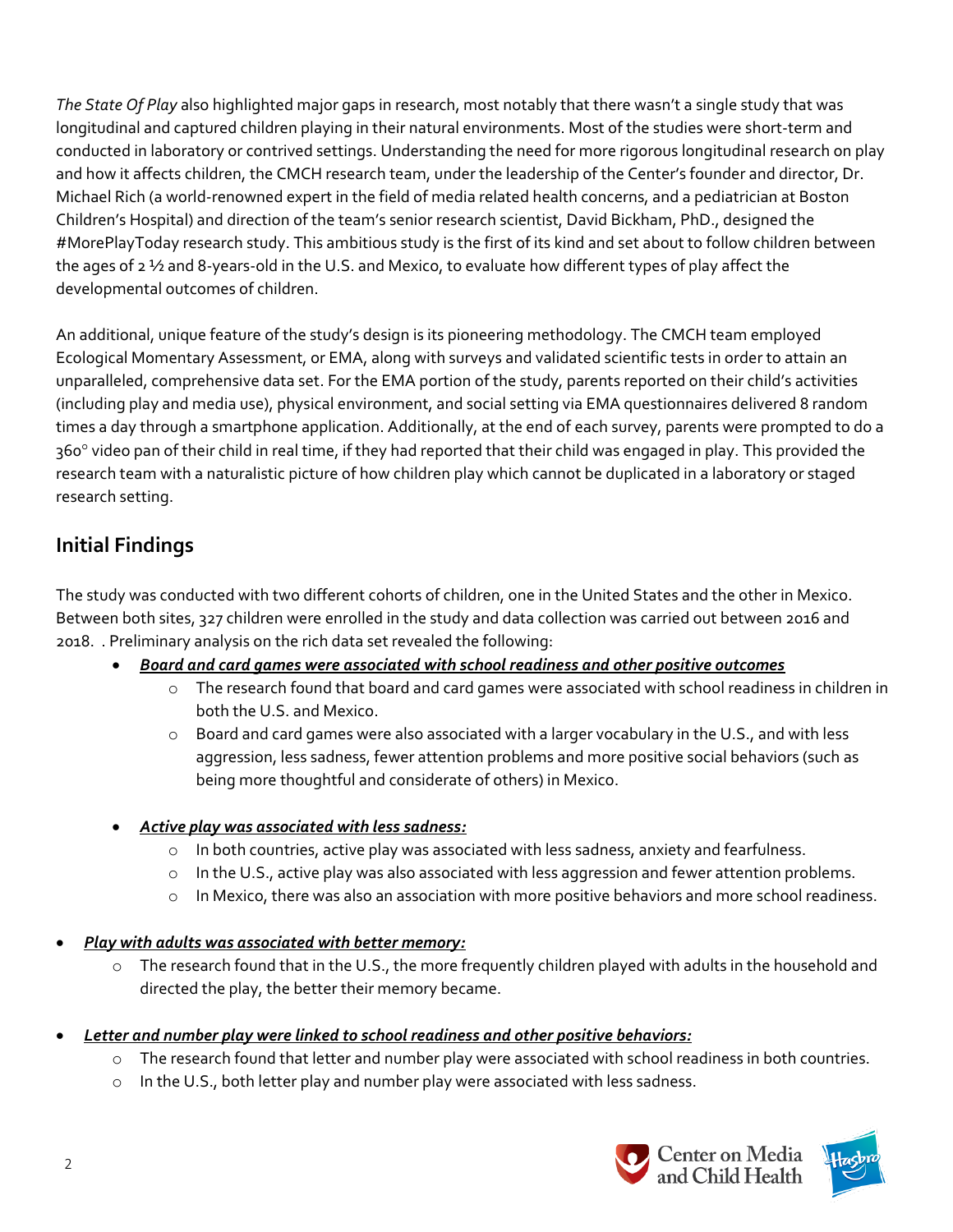*The State Of Play* also highlighted major gaps in research, most notably that there wasn't a single study that was longitudinal and captured children playing in their natural environments. Most of the studies were short-term and conducted in laboratory or contrived settings. Understanding the need for more rigorous longitudinal research on play and how it affects children, the CMCH research team, under the leadership of the Center's founder and director, Dr. Michael Rich (a world-renowned expert in the field of media related health concerns, and a pediatrician at Boston Children's Hospital) and direction of the team's senior research scientist, David Bickham, PhD., designed the #MorePlayToday research study. This ambitious study is the first of its kind and set about to follow children between the ages of 2 ½ and 8-years-old in the U.S. and Mexico, to evaluate how different types of play affect the developmental outcomes of children.

An additional, unique feature of the study's design is its pioneering methodology. The CMCH team employed Ecological Momentary Assessment, or EMA, along with surveys and validated scientific tests in order to attain an unparalleled, comprehensive data set. For the EMA portion of the study, parents reported on their child's activities (including play and media use), physical environment, and social setting via EMA questionnaires delivered 8 random times a day through a smartphone application. Additionally, at the end of each survey, parents were prompted to do a 360° video pan of their child in real time, if they had reported that their child was engaged in play. This provided the research team with a naturalistic picture of how children play which cannot be duplicated in a laboratory or staged research setting.

## Initial Findings

The study was conducted with two different cohorts of children, one in the United States and the other in Mexico. Between both sites, 327 children were enrolled in the study and data collection was carried out between 2016 and 2018. . Preliminary analysis on the rich data set revealed the following:

- ***Board and card games were associated with school readiness and other positive outcomes***
  - The research found that board and card games were associated with school readiness in children in both the U.S. and Mexico.
  - Board and card games were also associated with a larger vocabulary in the U.S., and with less aggression, less sadness, fewer attention problems and more positive social behaviors (such as being more thoughtful and considerate of others) in Mexico.
- ***Active play was associated with less sadness:***
  - In both countries, active play was associated with less sadness, anxiety and fearfulness.
  - In the U.S., active play was also associated with less aggression and fewer attention problems.
  - In Mexico, there was also an association with more positive behaviors and more school readiness.
- ***Play with adults was associated with better memory:***
  - The research found that in the U.S., the more frequently children played with adults in the household and directed the play, the better their memory became.
- ***Letter and number play were linked to school readiness and other positive behaviors:***
  - The research found that letter and number play were associated with school readiness in both countries.
  - In the U.S., both letter play and number play were associated with less sadness.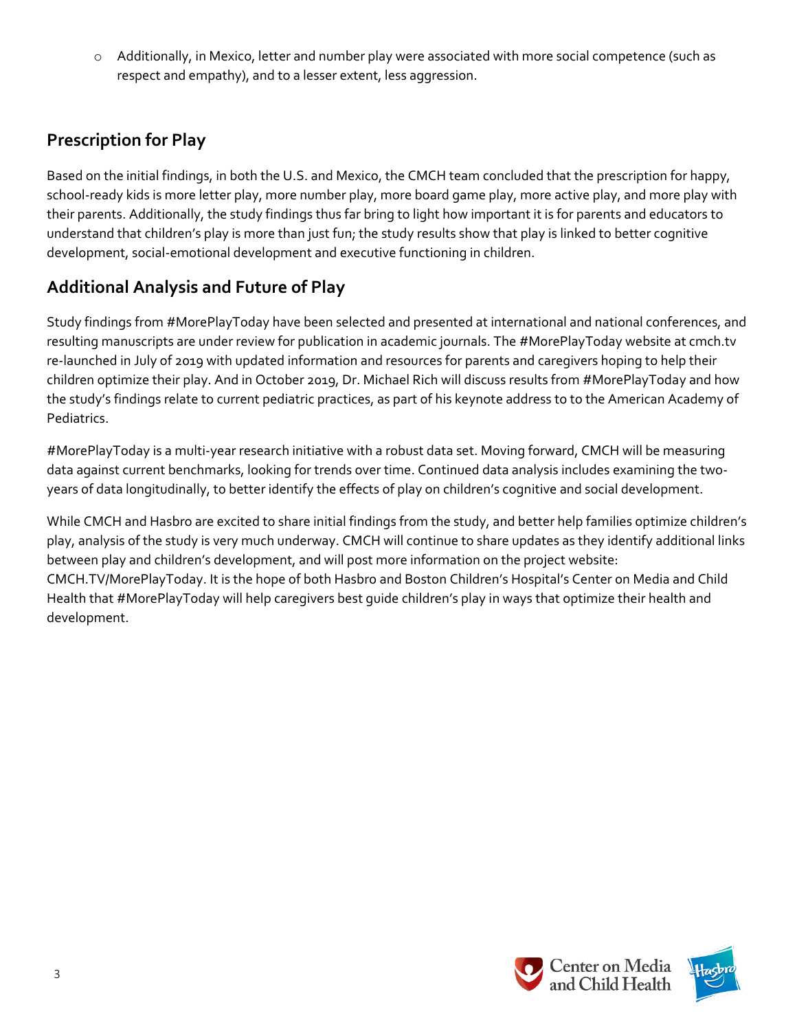- Additionally, in Mexico, letter and number play were associated with more social competence (such as respect and empathy), and to a lesser extent, less aggression.

## Prescription for Play

Based on the initial findings, in both the U.S. and Mexico, the CMCH team concluded that the prescription for happy, school-ready kids is more letter play, more number play, more board game play, more active play, and more play with their parents. Additionally, the study findings thus far bring to light how important it is for parents and educators to understand that children's play is more than just fun; the study results show that play is linked to better cognitive development, social-emotional development and executive functioning in children.

## Additional Analysis and Future of Play

Study findings from #MorePlayToday have been selected and presented at international and national conferences, and resulting manuscripts are under review for publication in academic journals. The #MorePlayToday website at cmch.tv re-launched in July of 2019 with updated information and resources for parents and caregivers hoping to help their children optimize their play. And in October 2019, Dr. Michael Rich will discuss results from #MorePlayToday and how the study's findings relate to current pediatric practices, as part of his keynote address to to the American Academy of Pediatrics.

#MorePlayToday is a multi-year research initiative with a robust data set. Moving forward, CMCH will be measuring data against current benchmarks, looking for trends over time. Continued data analysis includes examining the two-years of data longitudinally, to better identify the effects of play on children's cognitive and social development.

While CMCH and Hasbro are excited to share initial findings from the study, and better help families optimize children's play, analysis of the study is very much underway. CMCH will continue to share updates as they identify additional links between play and children's development, and will post more information on the project website: CMCH.TV/MorePlayToday. It is the hope of both Hasbro and Boston Children's Hospital's Center on Media and Child Health that #MorePlayToday will help caregivers best guide children's play in ways that optimize their health and development.